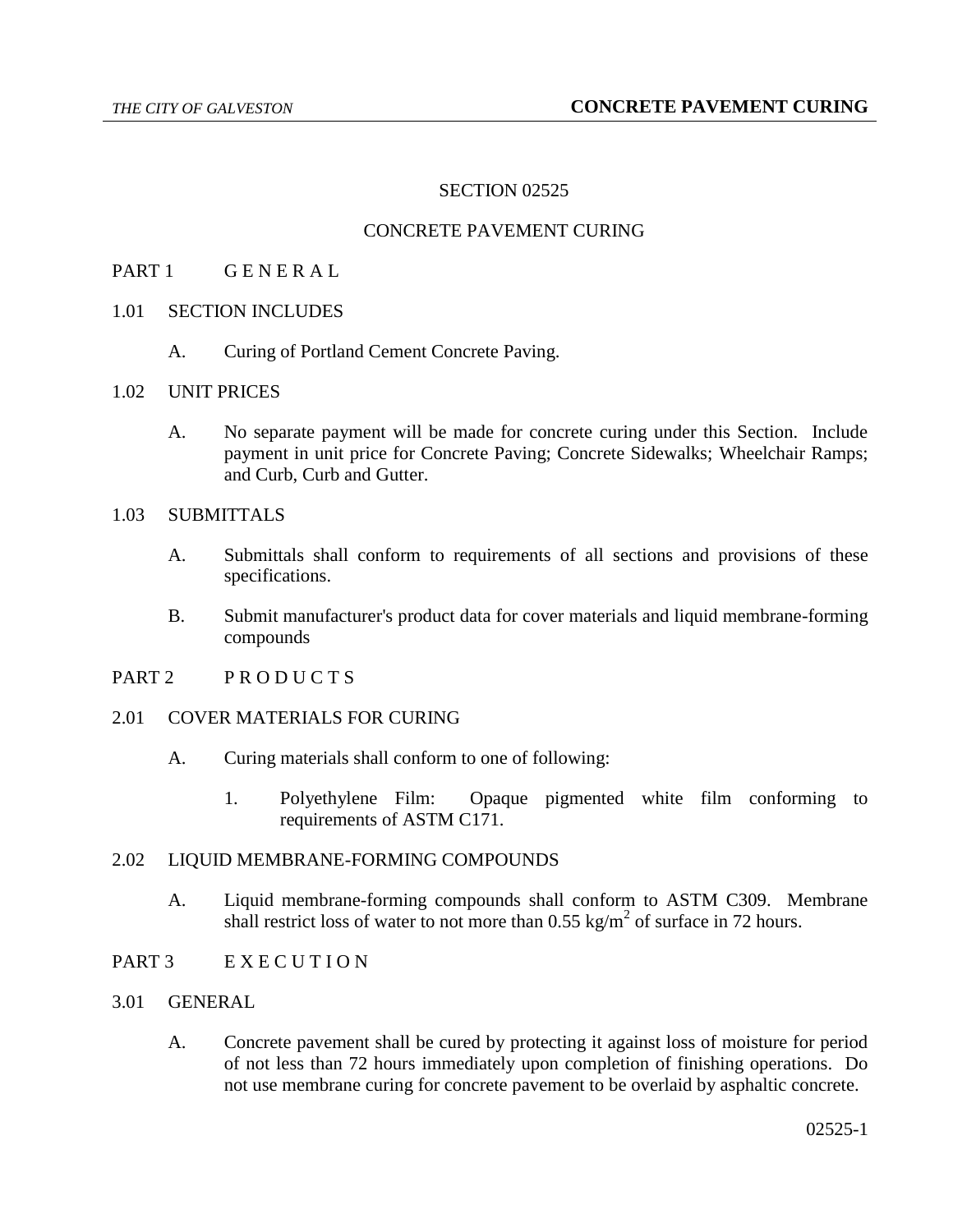# SECTION 02525

# CONCRETE PAVEMENT CURING

## PART 1 G E N E R A L

### 1.01 SECTION INCLUDES

A. Curing of Portland Cement Concrete Paving.

### 1.02 UNIT PRICES

A. No separate payment will be made for concrete curing under this Section. Include payment in unit price for Concrete Paving; Concrete Sidewalks; Wheelchair Ramps; and Curb, Curb and Gutter.

### 1.03 SUBMITTALS

A. Submittals shall conform to requirements of all sections and provisions of these specifications.

B. Submit manufacturer's product data for cover materials and liquid membrane-forming compounds

## PART 2 P R O D U C T S

### 2.01 COVER MATERIALS FOR CURING

A. Curing materials shall conform to one of following:

1. Polyethylene Film: Opaque pigmented white film conforming to requirements of ASTM C171.

### 2.02 LIQUID MEMBRANE-FORMING COMPOUNDS

A. Liquid membrane-forming compounds shall conform to ASTM C309. Membrane shall restrict loss of water to not more than 0.55 $kg/m^2$ of surface in 72 hours.

## PART 3 E X E C U T I O N

### 3.01 GENERAL

A. Concrete pavement shall be cured by protecting it against loss of moisture for period of not less than 72 hours immediately upon completion of finishing operations. Do not use membrane curing for concrete pavement to be overlaid by asphaltic concrete.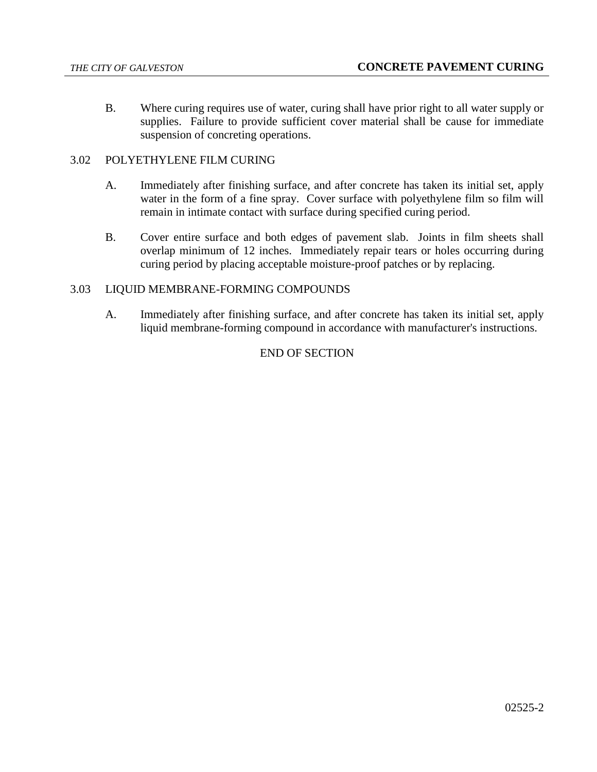B. Where curing requires use of water, curing shall have prior right to all water supply or supplies. Failure to provide sufficient cover material shall be cause for immediate suspension of concreting operations.

## 3.02 POLYETHYLENE FILM CURING

A. Immediately after finishing surface, and after concrete has taken its initial set, apply water in the form of a fine spray. Cover surface with polyethylene film so film will remain in intimate contact with surface during specified curing period.

B. Cover entire surface and both edges of pavement slab. Joints in film sheets shall overlap minimum of 12 inches. Immediately repair tears or holes occurring during curing period by placing acceptable moisture-proof patches or by replacing.

## 3.03 LIQUID MEMBRANE-FORMING COMPOUNDS

A. Immediately after finishing surface, and after concrete has taken its initial set, apply liquid membrane-forming compound in accordance with manufacturer's instructions.

END OF SECTION